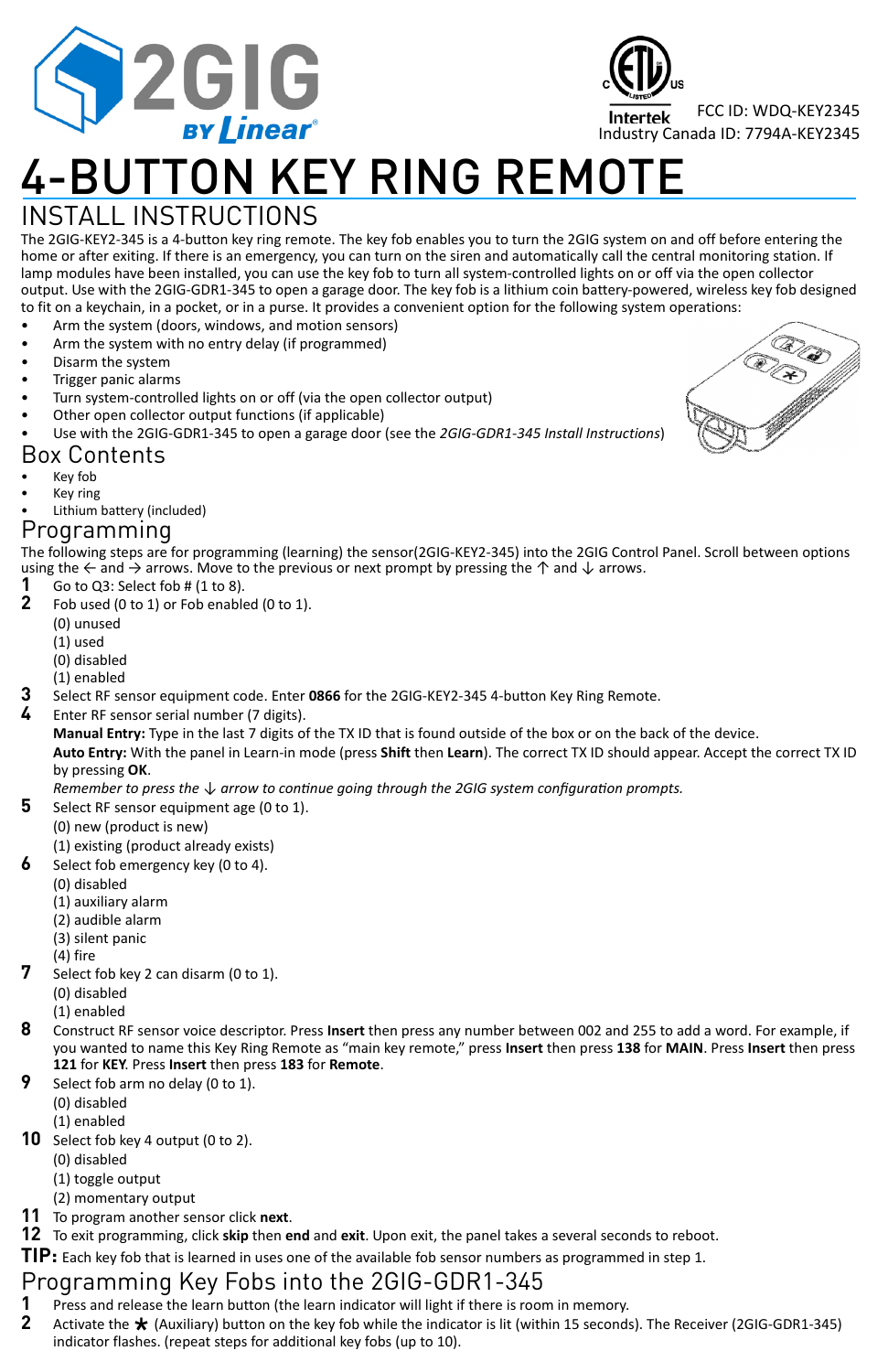2GIG BY Linear

FCC ID: WDQ-KEY2345
Industry Canada ID: 7794A-KEY2345

# 4-BUTTON KEY RING REMOTE

## INSTALL INSTRUCTIONS

The 2GIG-KEY2-345 is a 4-button key ring remote. The key fob enables you to turn the 2GIG system on and off before entering the home or after exiting. If there is an emergency, you can turn on the siren and automatically call the central monitoring station. If lamp modules have been installed, you can use the key fob to turn all system-controlled lights on or off via the open collector output. Use with the 2GIG-GDR1-345 to open a garage door. The key fob is a lithium coin battery-powered, wireless key fob designed to fit on a keychain, in a pocket, or in a purse. It provides a convenient option for the following system operations:

- Arm the system (doors, windows, and motion sensors)
- Arm the system with no entry delay (if programmed)
- Disarm the system
- Trigger panic alarms
- Turn system-controlled lights on or off (via the open collector output)
- Other open collector output functions (if applicable)
- Use with the 2GIG-GDR1-345 to open a garage door (see the *2GIG-GDR1-345 Install Instructions*)

## Box Contents

- Key fob
- Key ring
- Lithium battery (included)

## Programming

The following steps are for programming (learning) the sensor(2GIG-KEY2-345) into the 2GIG Control Panel. Scroll between options using the ← and → arrows. Move to the previous or next prompt by pressing the ↑ and ↓ arrows.

1. Go to Q3: Select fob # (1 to 8).
2. Fob used (0 to 1) or Fob enabled (0 to 1).
   (0) unused
   (1) used
   (0) disabled
   (1) enabled
3. Select RF sensor equipment code. Enter **0866** for the 2GIG-KEY2-345 4-button Key Ring Remote.
4. Enter RF sensor serial number (7 digits).
   **Manual Entry:** Type in the last 7 digits of the TX ID that is found outside of the box or on the back of the device.
   **Auto Entry:** With the panel in Learn-in mode (press **Shift** then **Learn**). The correct TX ID should appear. Accept the correct TX ID by pressing **OK**.
   *Remember to press the ↓ arrow to continue going through the 2GIG system configuration prompts.*
5. Select RF sensor equipment age (0 to 1).
   (0) new (product is new)
   (1) existing (product already exists)
6. Select fob emergency key (0 to 4).
   (0) disabled
   (1) auxiliary alarm
   (2) audible alarm
   (3) silent panic
   (4) fire
7. Select fob key 2 can disarm (0 to 1).
   (0) disabled
   (1) enabled
8. Construct RF sensor voice descriptor. Press **Insert** then press any number between 002 and 255 to add a word. For example, if you wanted to name this Key Ring Remote as “main key remote,” press **Insert** then press **138** for **MAIN**. Press **Insert** then press **121** for **KEY**. Press **Insert** then press **183** for **Remote**.
9. Select fob arm no delay (0 to 1).
   (0) disabled
   (1) enabled
10. Select fob key 4 output (0 to 2).
    (0) disabled
    (1) toggle output
    (2) momentary output
11. To program another sensor click **next**.
12. To exit programming, click **skip** then **end** and **exit**. Upon exit, the panel takes a several seconds to reboot.

**TIP:** Each key fob that is learned in uses one of the available fob sensor numbers as programmed in step 1.

## Programming Key Fobs into the 2GIG-GDR1-345

1. Press and release the learn button (the learn indicator will light if there is room in memory.
2. Activate the ✱ (Auxiliary) button on the key fob while the indicator is lit (within 15 seconds). The Receiver (2GIG-GDR1-345) indicator flashes. (repeat steps for additional key fobs (up to 10).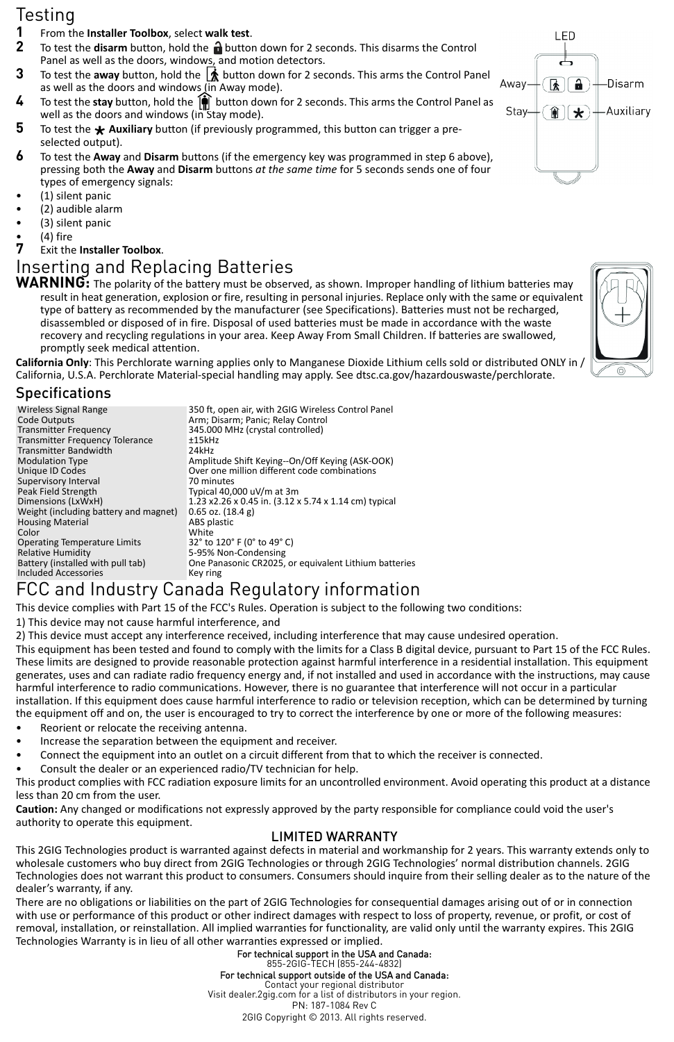# Testing

1. From the **Installer Toolbox**, select **walk test**.
2. To test the **disarm** button, hold the button down for 2 seconds. This disarms the Control Panel as well as the doors, windows, and motion detectors.
3. To test the **away** button, hold the button down for 2 seconds. This arms the Control Panel as well as the doors and windows (in Away mode).
4. To test the **stay** button, hold the button down for 2 seconds. This arms the Control Panel as well as the doors and windows (in Stay mode).
5. To test the * **Auxiliary** button (if previously programmed, this button can trigger a pre-selected output).
6. To test the **Away** and **Disarm** buttons (if the emergency key was programmed in step 6 above), pressing both the **Away** and **Disarm** buttons *at the same time* for 5 seconds sends one of four types of emergency signals:
   - (1) silent panic
   - (2) audible alarm
   - (3) silent panic
   - (4) fire
7. Exit the **Installer Toolbox**.

LED
Away
Disarm
Stay
Auxiliary

# Inserting and Replacing Batteries

**WARNING:** The polarity of the battery must be observed, as shown. Improper handling of lithium batteries may result in heat generation, explosion or fire, resulting in personal injuries. Replace only with the same or equivalent type of battery as recommended by the manufacturer (see Specifications). Batteries must not be recharged, disassembled or disposed of in fire. Disposal of used batteries must be made in accordance with the waste recovery and recycling regulations in your area. Keep Away From Small Children. If batteries are swallowed, promptly seek medical attention.

**California Only**: This Perchlorate warning applies only to Manganese Dioxide Lithium cells sold or distributed ONLY in California, U.S.A. Perchlorate Material-special handling may apply. See dtsc.ca.gov/hazardouswaste/perchlorate.

## Specifications

| | |
|---|---|
| Wireless Signal Range | 350 ft, open air, with 2GIG Wireless Control Panel |
| Code Outputs | Arm; Disarm; Panic; Relay Control |
| Transmitter Frequency | 345.000 MHz (crystal controlled) |
| Transmitter Frequency Tolerance | ±15kHz |
| Transmitter Bandwidth | 24kHz |
| Modulation Type | Amplitude Shift Keying--On/Off Keying (ASK-OOK) |
| Unique ID Codes | Over one million different code combinations |
| Supervisory Interval | 70 minutes |
| Peak Field Strength | Typical 40,000 uV/m at 3m |
| Dimensions (LxWxH) | 1.23 x2.26 x 0.45 in. (3.12 x 5.74 x 1.14 cm) typical |
| Weight (including battery and magnet) | 0.65 oz. (18.4 g) |
| Housing Material | ABS plastic |
| Color | White |
| Operating Temperature Limits | 32° to 120° F (0° to 49° C) |
| Relative Humidity | 5-95% Non-Condensing |
| Battery (installed with pull tab) | One Panasonic CR2025, or equivalent Lithium batteries |
| Included Accessories | Key ring |

# FCC and Industry Canada Regulatory information

This device complies with Part 15 of the FCC's Rules. Operation is subject to the following two conditions:

1) This device may not cause harmful interference, and

2) This device must accept any interference received, including interference that may cause undesired operation.

This equipment has been tested and found to comply with the limits for a Class B digital device, pursuant to Part 15 of the FCC Rules. These limits are designed to provide reasonable protection against harmful interference in a residential installation. This equipment generates, uses and can radiate radio frequency energy and, if not installed and used in accordance with the instructions, may cause harmful interference to radio communications. However, there is no guarantee that interference will not occur in a particular installation. If this equipment does cause harmful interference to radio or television reception, which can be determined by turning the equipment off and on, the user is encouraged to try to correct the interference by one or more of the following measures:

- Reorient or relocate the receiving antenna.
- Increase the separation between the equipment and receiver.
- Connect the equipment into an outlet on a circuit different from that to which the receiver is connected.
- Consult the dealer or an experienced radio/TV technician for help.

This product complies with FCC radiation exposure limits for an uncontrolled environment. Avoid operating this product at a distance less than 20 cm from the user.

**Caution:** Any changed or modifications not expressly approved by the party responsible for compliance could void the user's authority to operate this equipment.

### LIMITED WARRANTY

This 2GIG Technologies product is warranted against defects in material and workmanship for 2 years. This warranty extends only to wholesale customers who buy direct from 2GIG Technologies or through 2GIG Technologies' normal distribution channels. 2GIG Technologies does not warrant this product to consumers. Consumers should inquire from their selling dealer as to the nature of the dealer's warranty, if any.

There are no obligations or liabilities on the part of 2GIG Technologies for consequential damages arising out of or in connection with use or performance of this product or other indirect damages with respect to loss of property, revenue, or profit, or cost of removal, installation, or reinstallation. All implied warranties for functionality, are valid only until the warranty expires. This 2GIG Technologies Warranty is in lieu of all other warranties expressed or implied.

For technical support in the USA and Canada:
855-2GIG-TECH (855-244-4832)

For technical support outside of the USA and Canada:
Contact your regional distributor
Visit dealer.2gig.com for a list of distributors in your region.

PN: 187-1084 Rev C

2GIG Copyright © 2013. All rights reserved.